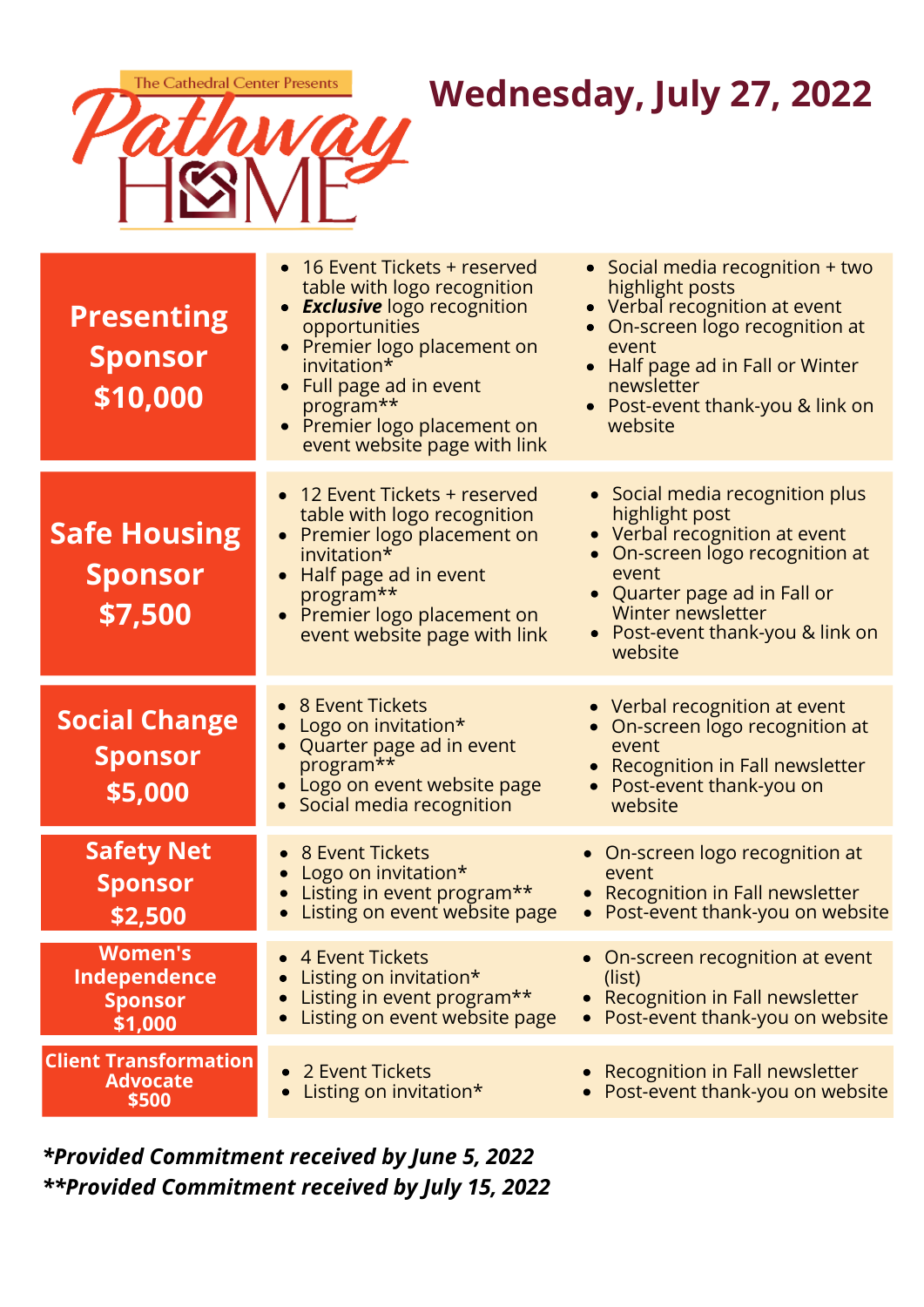The Cathedral Center Presents

# Pathway HOME

## Wednesday, July 27, 2022

| Sponsorship Level | Benefits | Additional Benefits |
| --- | --- | --- |
| **Presenting Sponsor $10,000** | • 16 Event Tickets + reserved table with logo recognition<br>• ***Exclusive*** logo recognition opportunities<br>• Premier logo placement on invitation*<br>• Full page ad in event program**<br>• Premier logo placement on event website page with link | • Social media recognition + two highlight posts<br>• Verbal recognition at event<br>• On-screen logo recognition at event<br>• Half page ad in Fall or Winter newsletter<br>• Post-event thank-you & link on website |
| **Safe Housing Sponsor $7,500** | • 12 Event Tickets + reserved table with logo recognition<br>• Premier logo placement on invitation*<br>• Half page ad in event program**<br>• Premier logo placement on event website page with link | • Social media recognition plus highlight post<br>• Verbal recognition at event<br>• On-screen logo recognition at event<br>• Quarter page ad in Fall or Winter newsletter<br>• Post-event thank-you & link on website |
| **Social Change Sponsor $5,000** | • 8 Event Tickets<br>• Logo on invitation*<br>• Quarter page ad in event program**<br>• Logo on event website page<br>• Social media recognition | • Verbal recognition at event<br>• On-screen logo recognition at event<br>• Recognition in Fall newsletter<br>• Post-event thank-you on website |
| **Safety Net Sponsor $2,500** | • 8 Event Tickets<br>• Logo on invitation*<br>• Listing in event program**<br>• Listing on event website page | • On-screen logo recognition at event<br>• Recognition in Fall newsletter<br>• Post-event thank-you on website |
| **Women's Independence Sponsor $1,000** | • 4 Event Tickets<br>• Listing on invitation*<br>• Listing in event program**<br>• Listing on event website page | • On-screen recognition at event (list)<br>• Recognition in Fall newsletter<br>• Post-event thank-you on website |
| **Client Transformation Advocate $500** | • 2 Event Tickets<br>• Listing on invitation* | • Recognition in Fall newsletter<br>• Post-event thank-you on website |

***Provided Commitment received by June 5, 2022***

*****Provided Commitment received by July 15, 2022***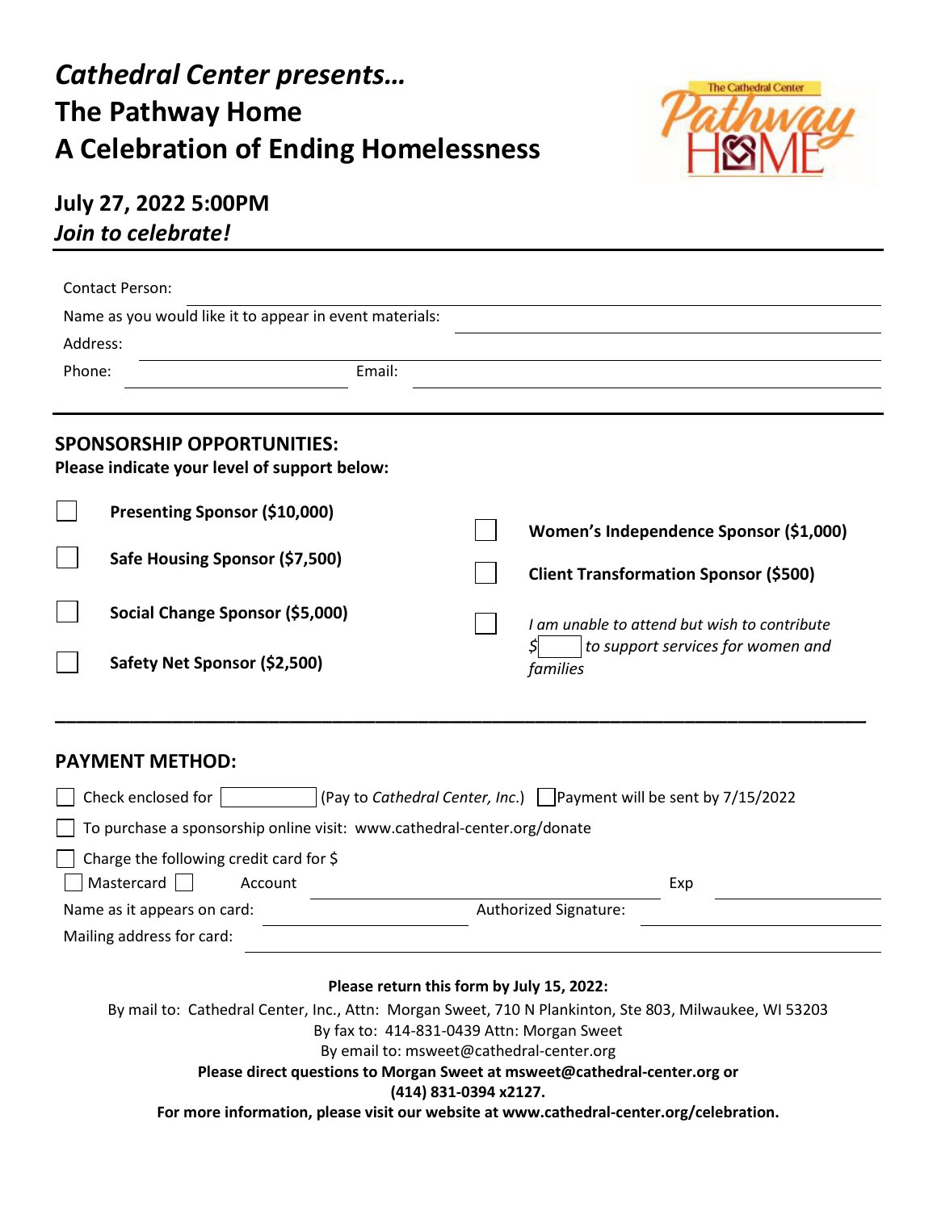# *Cathedral Center presents…*
# The Pathway Home
# A Celebration of Ending Homelessness

## July 27, 2022 5:00PM
## *Join to celebrate!*

---

Contact Person: ______________________________

Name as you would like it to appear in event materials: ______________________________

Address: ______________________________

Phone: ______________ Email: ______________________________

---

## SPONSORSHIP OPPORTUNITIES:

**Please indicate your level of support below:**

- ☐ **Presenting Sponsor ($10,000)**
- ☐ **Safe Housing Sponsor ($7,500)**
- ☐ **Social Change Sponsor ($5,000)**
- ☐ **Safety Net Sponsor ($2,500)**
- ☐ **Women's Independence Sponsor ($1,000)**
- ☐ **Client Transformation Sponsor ($500)**
- ☐ *I am unable to attend but wish to contribute $______ to support services for women and families*

---

## PAYMENT METHOD:

☐ Check enclosed for ______ (Pay to *Cathedral Center, Inc.*) ☐ Payment will be sent by 7/15/2022

☐ To purchase a sponsorship online visit: www.cathedral-center.org/donate

☐ Charge the following credit card for $

☐ Mastercard ☐ Account ______________________________ Exp ______________

Name as it appears on card: ______________ Authorized Signature: ______________

Mailing address for card: ______________________________

**Please return this form by July 15, 2022:**

By mail to: Cathedral Center, Inc., Attn: Morgan Sweet, 710 N Plankinton, Ste 803, Milwaukee, WI 53203

By fax to: 414-831-0439 Attn: Morgan Sweet

By email to: msweet@cathedral-center.org

**Please direct questions to Morgan Sweet at msweet@cathedral-center.org or (414) 831-0394 x2127.**

**For more information, please visit our website at www.cathedral-center.org/celebration.**